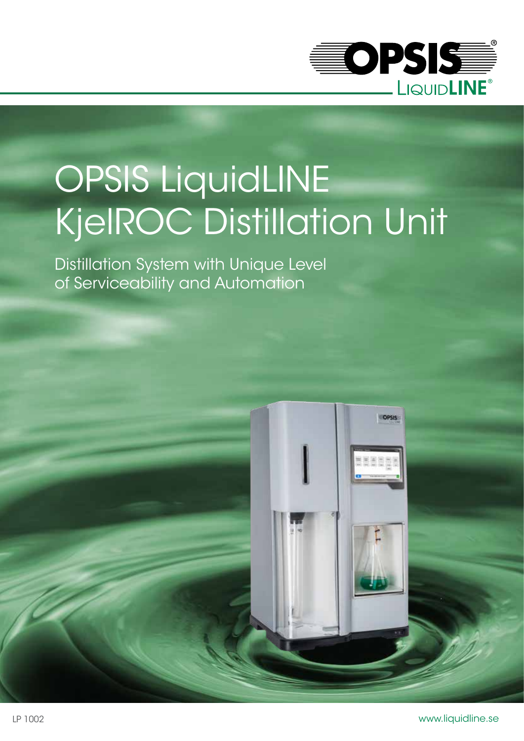# OPSIS LiquidLINE KjelROC Distillation Unit

Distillation System with Unique Level of Serviceability and Automation

LP 1002

www.liquidline.se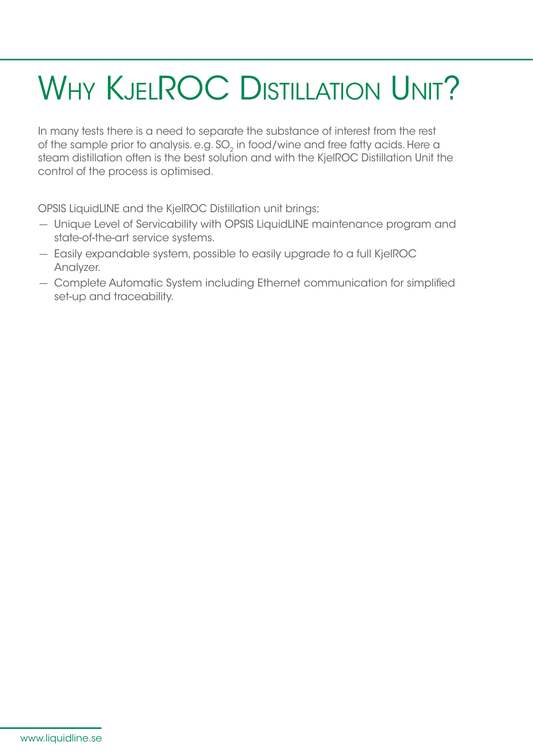# Why KjelROC Distillation Unit?

In many tests there is a need to separate the substance of interest from the rest of the sample prior to analysis. e.g. $SO_2$ in food/wine and free fatty acids. Here a steam distillation often is the best solution and with the KjelROC Distillation Unit the control of the process is optimised.

OPSIS LiquidLINE and the KjelROC Distillation unit brings;

- Unique Level of Servicability with OPSIS LiquidLINE maintenance program and state-of-the-art service systems.
- Easily expandable system, possible to easily upgrade to a full KjelROC Analyzer.
- Complete Automatic System including Ethernet communication for simplified set-up and traceability.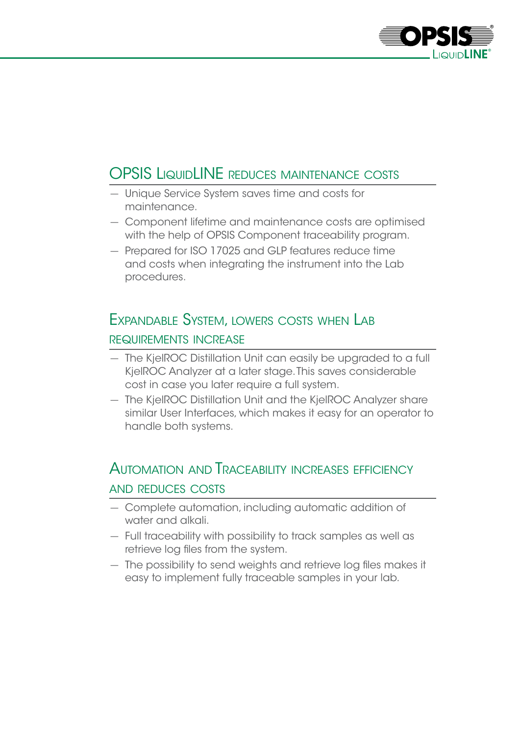## OPSIS LiquidLINE reduces maintenance costs

- Unique Service System saves time and costs for maintenance.
- Component lifetime and maintenance costs are optimised with the help of OPSIS Component traceability program.
- Prepared for ISO 17025 and GLP features reduce time and costs when integrating the instrument into the Lab procedures.

## Expandable System, lowers costs when Lab requirements increase

- The KjelROC Distillation Unit can easily be upgraded to a full KjelROC Analyzer at a later stage. This saves considerable cost in case you later require a full system.
- The KjelROC Distillation Unit and the KjelROC Analyzer share similar User Interfaces, which makes it easy for an operator to handle both systems.

## Automation and Traceability increases efficiency and reduces costs

- Complete automation, including automatic addition of water and alkali.
- Full traceability with possibility to track samples as well as retrieve log files from the system.
- The possibility to send weights and retrieve log files makes it easy to implement fully traceable samples in your lab.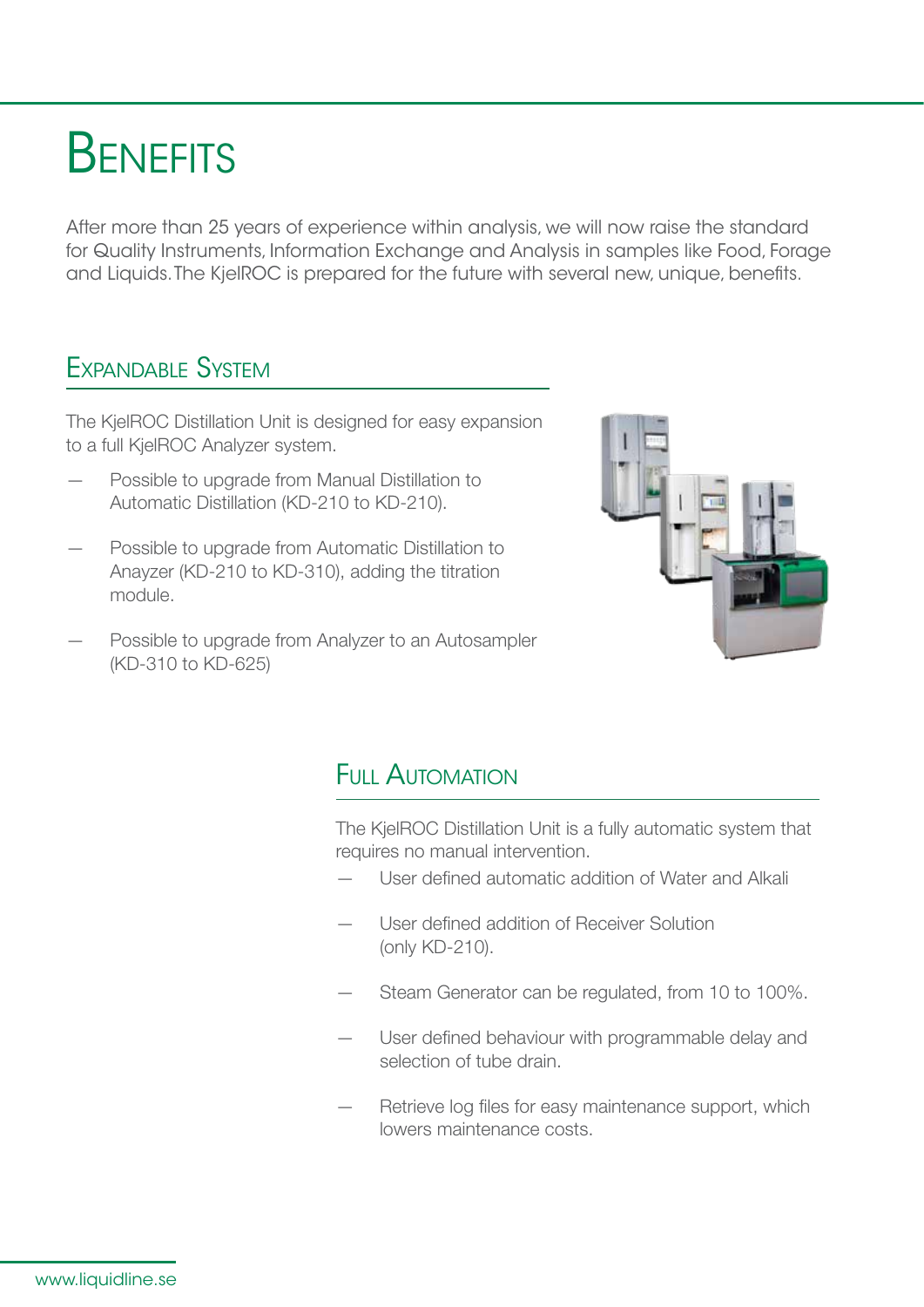# Benefits

After more than 25 years of experience within analysis, we will now raise the standard for Quality Instruments, Information Exchange and Analysis in samples like Food, Forage and Liquids. The KjelROC is prepared for the future with several new, unique, benefits.

## Expandable System

The KjelROC Distillation Unit is designed for easy expansion to a full KjelROC Analyzer system.

- Possible to upgrade from Manual Distillation to Automatic Distillation (KD-210 to KD-210).
- Possible to upgrade from Automatic Distillation to Anayzer (KD-210 to KD-310), adding the titration module.
- Possible to upgrade from Analyzer to an Autosampler (KD-310 to KD-625)

## Full Automation

The KjelROC Distillation Unit is a fully automatic system that requires no manual intervention.

- User defined automatic addition of Water and Alkali
- User defined addition of Receiver Solution (only KD-210).
- Steam Generator can be regulated, from 10 to 100%.
- User defined behaviour with programmable delay and selection of tube drain.
- Retrieve log files for easy maintenance support, which lowers maintenance costs.

www.liquidline.se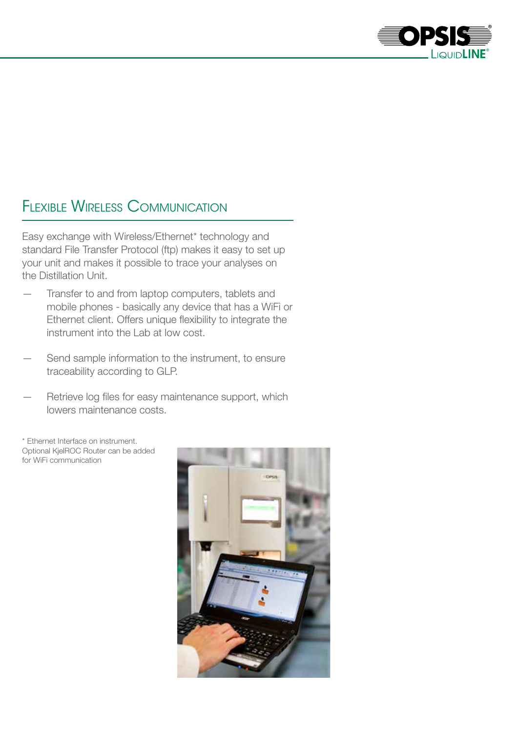## Flexible Wireless Communication

Easy exchange with Wireless/Ethernet* technology and standard File Transfer Protocol (ftp) makes it easy to set up your unit and makes it possible to trace your analyses on the Distillation Unit.

- Transfer to and from laptop computers, tablets and mobile phones - basically any device that has a WiFi or Ethernet client. Offers unique flexibility to integrate the instrument into the Lab at low cost.
- Send sample information to the instrument, to ensure traceability according to GLP.
- Retrieve log files for easy maintenance support, which lowers maintenance costs.

* Ethernet Interface on instrument. Optional KjelROC Router can be added for WiFi communication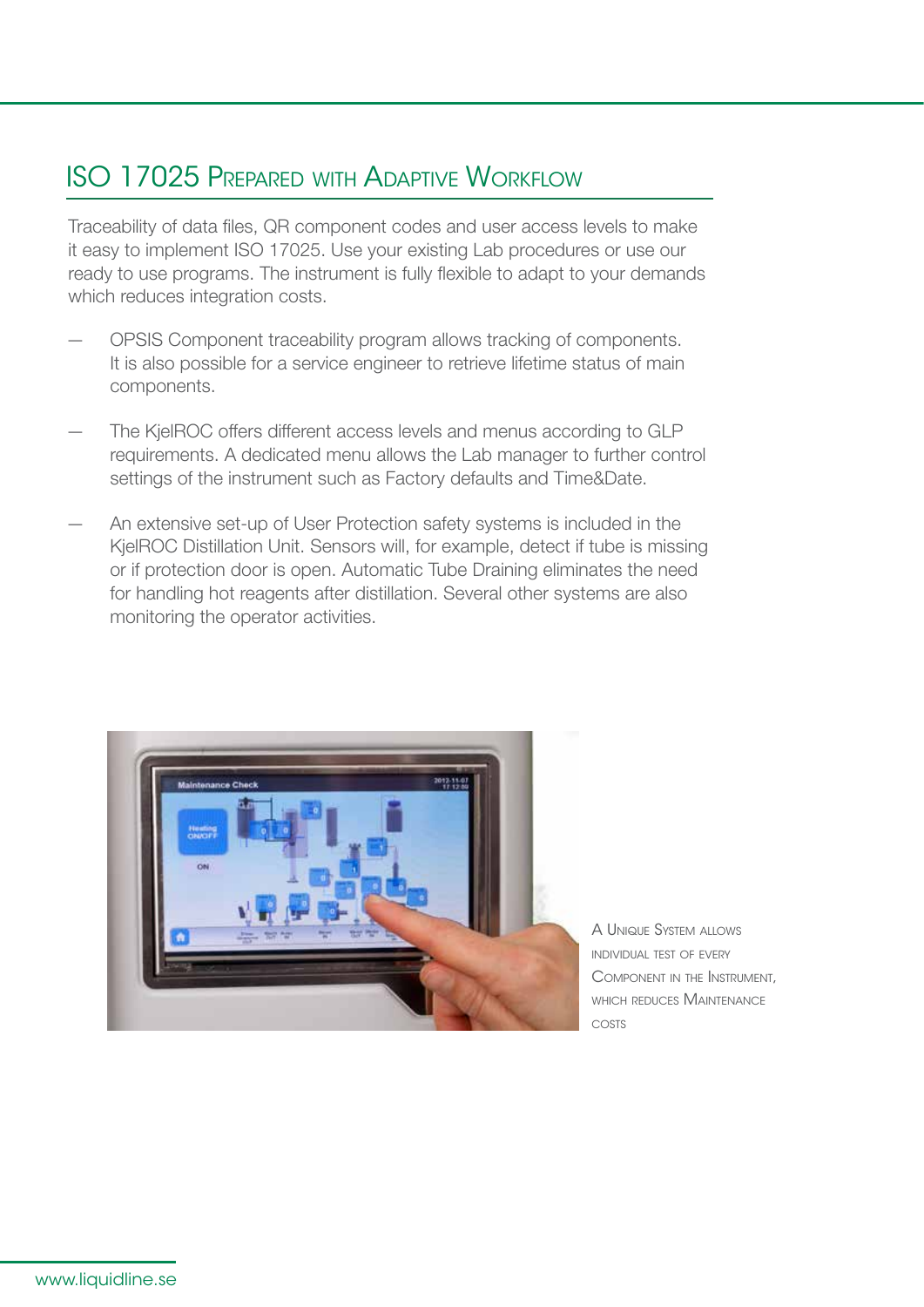## ISO 17025 Prepared with Adaptive Workflow

Traceability of data files, QR component codes and user access levels to make it easy to implement ISO 17025. Use your existing Lab procedures or use our ready to use programs. The instrument is fully flexible to adapt to your demands which reduces integration costs.

- OPSIS Component traceability program allows tracking of components. It is also possible for a service engineer to retrieve lifetime status of main components.
- The KjelROC offers different access levels and menus according to GLP requirements. A dedicated menu allows the Lab manager to further control settings of the instrument such as Factory defaults and Time&Date.
- An extensive set-up of User Protection safety systems is included in the KjelROC Distillation Unit. Sensors will, for example, detect if tube is missing or if protection door is open. Automatic Tube Draining eliminates the need for handling hot reagents after distillation. Several other systems are also monitoring the operator activities.

A Unique System allows individual test of every Component in the Instrument, which reduces Maintenance costs

www.liquidline.se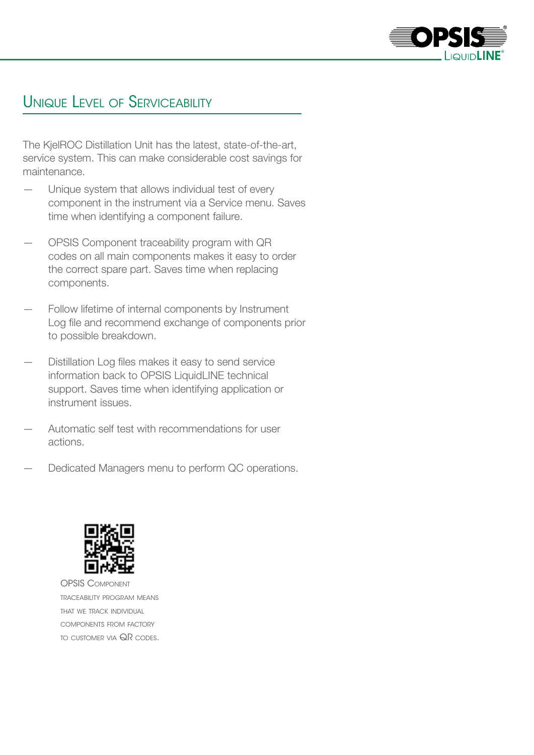## Unique Level of Serviceability

The KjelROC Distillation Unit has the latest, state-of-the-art, service system. This can make considerable cost savings for maintenance.

- Unique system that allows individual test of every component in the instrument via a Service menu. Saves time when identifying a component failure.
- OPSIS Component traceability program with QR codes on all main components makes it easy to order the correct spare part. Saves time when replacing components.
- Follow lifetime of internal components by Instrument Log file and recommend exchange of components prior to possible breakdown.
- Distillation Log files makes it easy to send service information back to OPSIS LiquidLINE technical support. Saves time when identifying application or instrument issues.
- Automatic self test with recommendations for user actions.
- Dedicated Managers menu to perform QC operations.

OPSIS Component traceability program means that we track individual components from factory to customer via QR codes.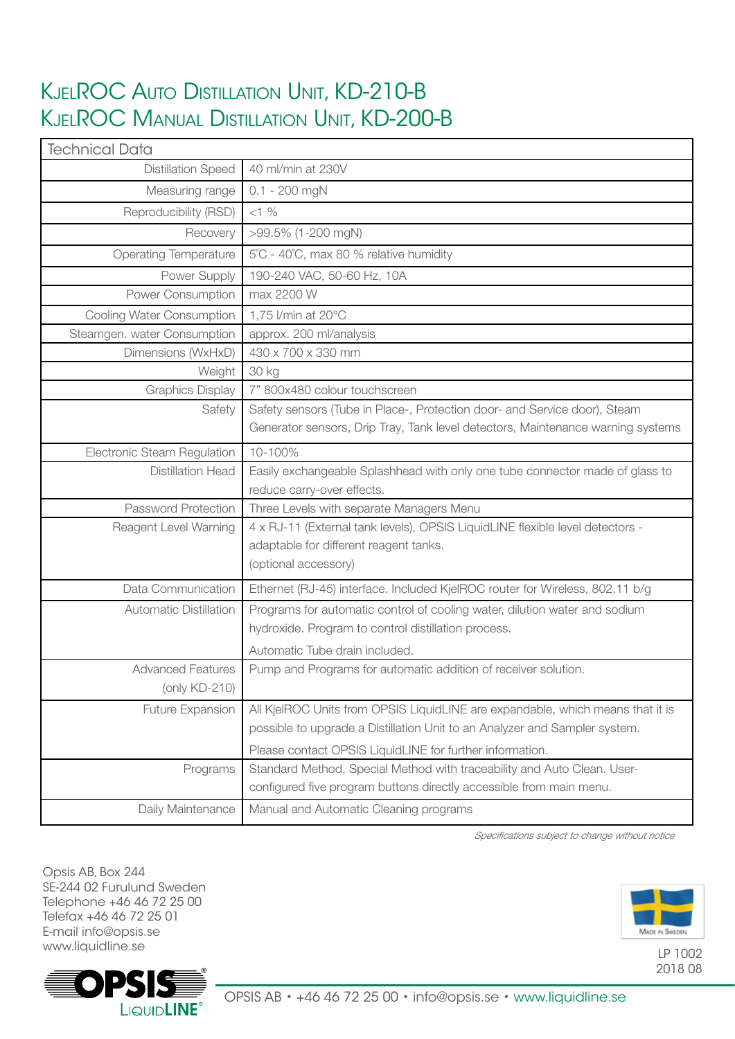# KjelROC Auto Distillation Unit, KD-210-B
# KjelROC Manual Distillation Unit, KD-200-B

| Technical Data | |
|---|---|
| Distillation Speed | 40 ml/min at 230V |
| Measuring range | 0.1 - 200 mgN |
| Reproducibility (RSD) | <1 % |
| Recovery | >99.5% (1-200 mgN) |
| Operating Temperature | 5˚C - 40˚C, max 80 % relative humidity |
| Power Supply | 190-240 VAC, 50-60 Hz, 10A |
| Power Consumption | max 2200 W |
| Cooling Water Consumption | 1,75 l/min at 20°C |
| Steamgen. water Consumption | approx. 200 ml/analysis |
| Dimensions (WxHxD) | 430 x 700 x 330 mm |
| Weight | 30 kg |
| Graphics Display | 7" 800x480 colour touchscreen |
| Safety | Safety sensors (Tube in Place-, Protection door- and Service door), Steam Generator sensors, Drip Tray, Tank level detectors, Maintenance warning systems |
| Electronic Steam Regulation | 10-100% |
| Distillation Head | Easily exchangeable Splashhead with only one tube connector made of glass to reduce carry-over effects. |
| Password Protection | Three Levels with separate Managers Menu |
| Reagent Level Warning | 4 x RJ-11 (External tank levels), OPSIS LiquidLINE flexible level detectors - adaptable for different reagent tanks. (optional accessory) |
| Data Communication | Ethernet (RJ-45) interface. Included KjelROC router for Wireless, 802.11 b/g |
| Automatic Distillation | Programs for automatic control of cooling water, dilution water and sodium hydroxide. Program to control distillation process. Automatic Tube drain included. |
| Advanced Features (only KD-210) | Pump and Programs for automatic addition of receiver solution. |
| Future Expansion | All KjelROC Units from OPSIS LiquidLINE are expandable, which means that it is possible to upgrade a Distillation Unit to an Analyzer and Sampler system. Please contact OPSIS LiquidLINE for further information. |
| Programs | Standard Method, Special Method with traceability and Auto Clean. User-configured five program buttons directly accessible from main menu. |
| Daily Maintenance | Manual and Automatic Cleaning programs |

*Specifications subject to change without notice*

Opsis AB, Box 244
SE-244 02 Furulund Sweden
Telephone +46 46 72 25 00
Telefax +46 46 72 25 01
E-mail info@opsis.se
www.liquidline.se

Made in Sweden

LP 1002
2018 08

OPSIS AB • +46 46 72 25 00 • info@opsis.se • www.liquidline.se